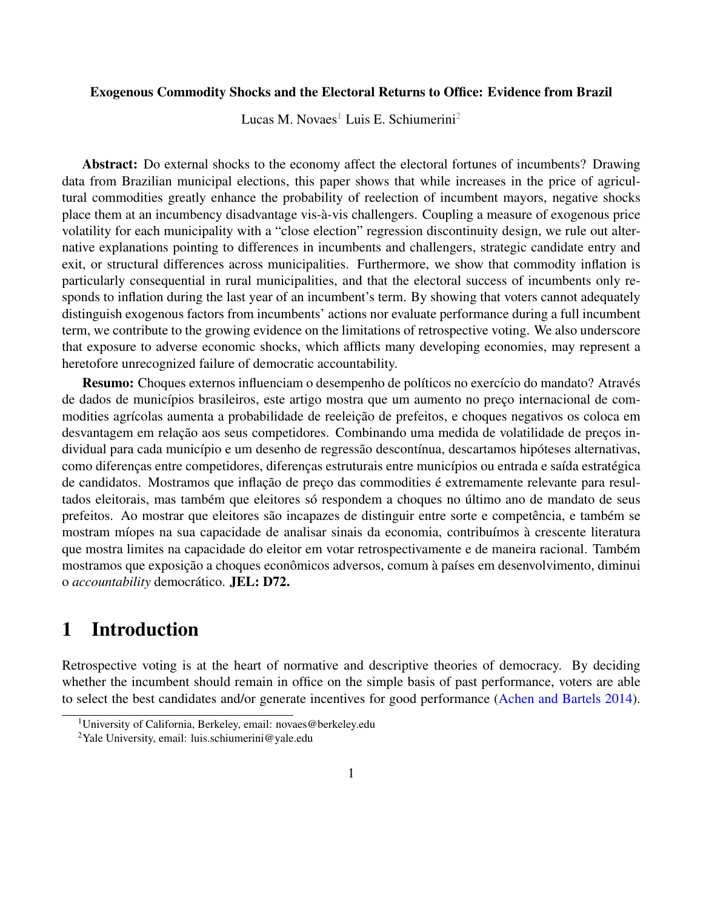**Exogenous Commodity Shocks and the Electoral Returns to Office: Evidence from Brazil**

Lucas M. Novaes[1] Luis E. Schiumerini[2]

**Abstract:** Do external shocks to the economy affect the electoral fortunes of incumbents? Drawing data from Brazilian municipal elections, this paper shows that while increases in the price of agricultural commodities greatly enhance the probability of reelection of incumbent mayors, negative shocks place them at an incumbency disadvantage vis-à-vis challengers. Coupling a measure of exogenous price volatility for each municipality with a "close election" regression discontinuity design, we rule out alternative explanations pointing to differences in incumbents and challengers, strategic candidate entry and exit, or structural differences across municipalities. Furthermore, we show that commodity inflation is particularly consequential in rural municipalities, and that the electoral success of incumbents only responds to inflation during the last year of an incumbent's term. By showing that voters cannot adequately distinguish exogenous factors from incumbents' actions nor evaluate performance during a full incumbent term, we contribute to the growing evidence on the limitations of retrospective voting. We also underscore that exposure to adverse economic shocks, which afflicts many developing economies, may represent a heretofore unrecognized failure of democratic accountability.

**Resumo:** Choques externos influenciam o desempenho de políticos no exercício do mandato? Através de dados de municípios brasileiros, este artigo mostra que um aumento no preço internacional de commodities agrícolas aumenta a probabilidade de reeleição de prefeitos, e choques negativos os coloca em desvantagem em relação aos seus competidores. Combinando uma medida de volatilidade de preços individual para cada município e um desenho de regressão descontínua, descartamos hipóteses alternativas, como diferenças entre competidores, diferenças estruturais entre municípios ou entrada e saída estratégica de candidatos. Mostramos que inflação de preço das commodities é extremamente relevante para resultados eleitorais, mas também que eleitores só respondem a choques no último ano de mandato de seus prefeitos. Ao mostrar que eleitores são incapazes de distinguir entre sorte e competência, e também se mostram míopes na sua capacidade de analisar sinais da economia, contribuímos à crescente literatura que mostra limites na capacidade do eleitor em votar retrospectivamente e de maneira racional. Também mostramos que exposição a choques econômicos adversos, comum à países em desenvolvimento, diminui o *accountability* democrático. **JEL: D72.**

# 1 Introduction

Retrospective voting is at the heart of normative and descriptive theories of democracy. By deciding whether the incumbent should remain in office on the simple basis of past performance, voters are able to select the best candidates and/or generate incentives for good performance (Achen and Bartels 2014).

[1] University of California, Berkeley, email: novaes@berkeley.edu

[2] Yale University, email: luis.schiumerini@yale.edu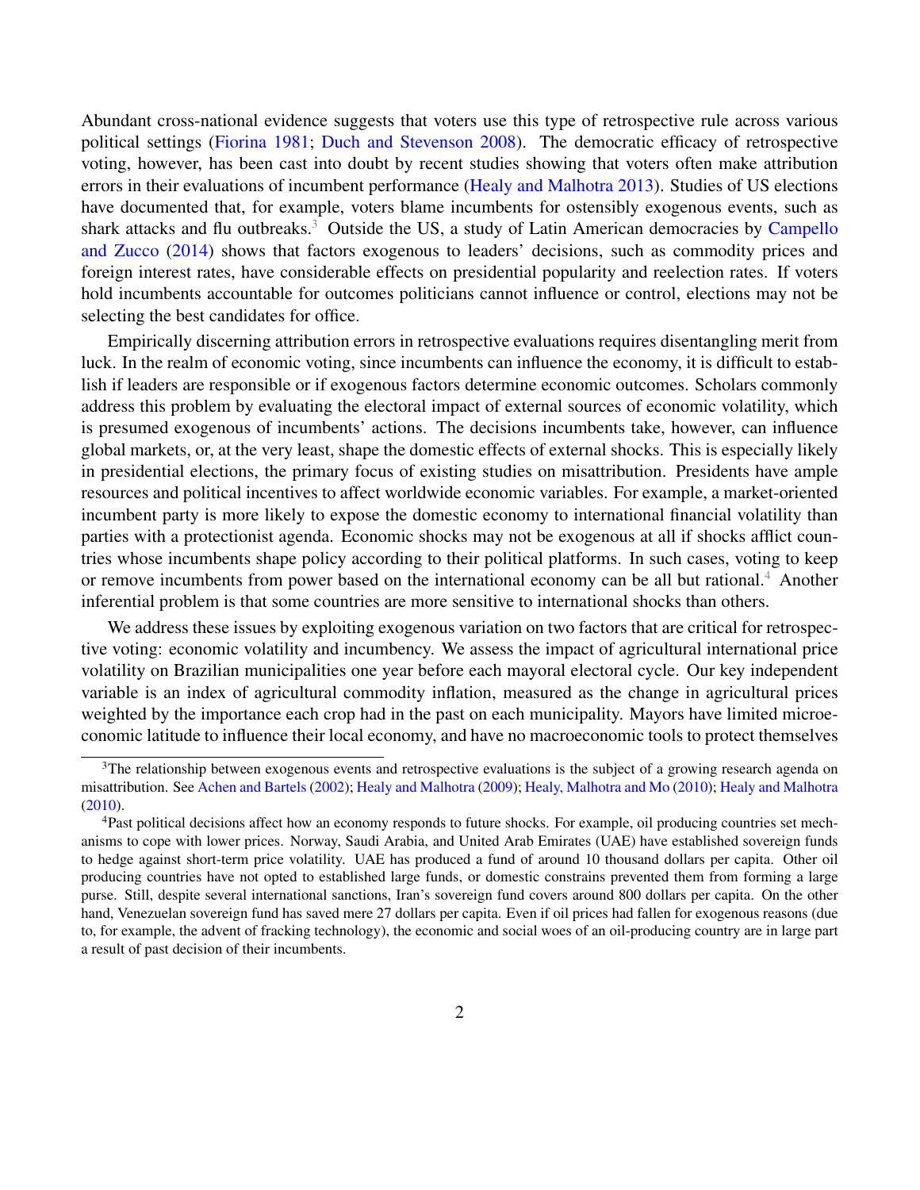Abundant cross-national evidence suggests that voters use this type of retrospective rule across various political settings (Fiorina 1981; Duch and Stevenson 2008). The democratic efficacy of retrospective voting, however, has been cast into doubt by recent studies showing that voters often make attribution errors in their evaluations of incumbent performance (Healy and Malhotra 2013). Studies of US elections have documented that, for example, voters blame incumbents for ostensibly exogenous events, such as shark attacks and flu outbreaks.[3] Outside the US, a study of Latin American democracies by Campello and Zucco (2014) shows that factors exogenous to leaders' decisions, such as commodity prices and foreign interest rates, have considerable effects on presidential popularity and reelection rates. If voters hold incumbents accountable for outcomes politicians cannot influence or control, elections may not be selecting the best candidates for office.

Empirically discerning attribution errors in retrospective evaluations requires disentangling merit from luck. In the realm of economic voting, since incumbents can influence the economy, it is difficult to establish if leaders are responsible or if exogenous factors determine economic outcomes. Scholars commonly address this problem by evaluating the electoral impact of external sources of economic volatility, which is presumed exogenous of incumbents' actions. The decisions incumbents take, however, can influence global markets, or, at the very least, shape the domestic effects of external shocks. This is especially likely in presidential elections, the primary focus of existing studies on misattribution. Presidents have ample resources and political incentives to affect worldwide economic variables. For example, a market-oriented incumbent party is more likely to expose the domestic economy to international financial volatility than parties with a protectionist agenda. Economic shocks may not be exogenous at all if shocks afflict countries whose incumbents shape policy according to their political platforms. In such cases, voting to keep or remove incumbents from power based on the international economy can be all but rational.[4] Another inferential problem is that some countries are more sensitive to international shocks than others.

We address these issues by exploiting exogenous variation on two factors that are critical for retrospective voting: economic volatility and incumbency. We assess the impact of agricultural international price volatility on Brazilian municipalities one year before each mayoral electoral cycle. Our key independent variable is an index of agricultural commodity inflation, measured as the change in agricultural prices weighted by the importance each crop had in the past on each municipality. Mayors have limited microeconomic latitude to influence their local economy, and have no macroeconomic tools to protect themselves

[3]The relationship between exogenous events and retrospective evaluations is the subject of a growing research agenda on misattribution. See Achen and Bartels (2002); Healy and Malhotra (2009); Healy, Malhotra and Mo (2010); Healy and Malhotra (2010).

[4]Past political decisions affect how an economy responds to future shocks. For example, oil producing countries set mechanisms to cope with lower prices. Norway, Saudi Arabia, and United Arab Emirates (UAE) have established sovereign funds to hedge against short-term price volatility. UAE has produced a fund of around 10 thousand dollars per capita. Other oil producing countries have not opted to established large funds, or domestic constrains prevented them from forming a large purse. Still, despite several international sanctions, Iran's sovereign fund covers around 800 dollars per capita. On the other hand, Venezuelan sovereign fund has saved mere 27 dollars per capita. Even if oil prices had fallen for exogenous reasons (due to, for example, the advent of fracking technology), the economic and social woes of an oil-producing country are in large part a result of past decision of their incumbents.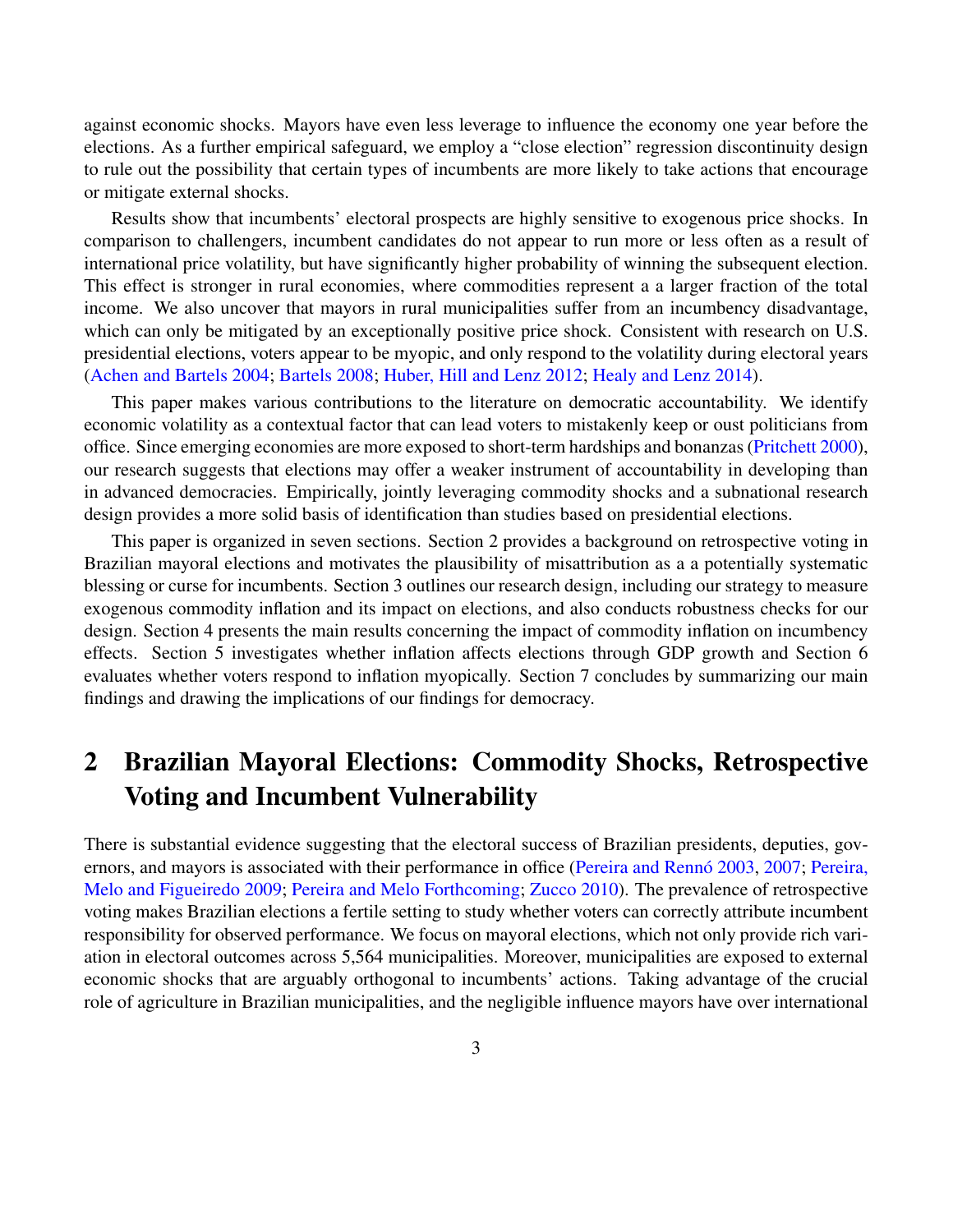against economic shocks. Mayors have even less leverage to influence the economy one year before the elections. As a further empirical safeguard, we employ a "close election" regression discontinuity design to rule out the possibility that certain types of incumbents are more likely to take actions that encourage or mitigate external shocks.

Results show that incumbents' electoral prospects are highly sensitive to exogenous price shocks. In comparison to challengers, incumbent candidates do not appear to run more or less often as a result of international price volatility, but have significantly higher probability of winning the subsequent election. This effect is stronger in rural economies, where commodities represent a a larger fraction of the total income. We also uncover that mayors in rural municipalities suffer from an incumbency disadvantage, which can only be mitigated by an exceptionally positive price shock. Consistent with research on U.S. presidential elections, voters appear to be myopic, and only respond to the volatility during electoral years (Achen and Bartels 2004; Bartels 2008; Huber, Hill and Lenz 2012; Healy and Lenz 2014).

This paper makes various contributions to the literature on democratic accountability. We identify economic volatility as a contextual factor that can lead voters to mistakenly keep or oust politicians from office. Since emerging economies are more exposed to short-term hardships and bonanzas (Pritchett 2000), our research suggests that elections may offer a weaker instrument of accountability in developing than in advanced democracies. Empirically, jointly leveraging commodity shocks and a subnational research design provides a more solid basis of identification than studies based on presidential elections.

This paper is organized in seven sections. Section 2 provides a background on retrospective voting in Brazilian mayoral elections and motivates the plausibility of misattribution as a a potentially systematic blessing or curse for incumbents. Section 3 outlines our research design, including our strategy to measure exogenous commodity inflation and its impact on elections, and also conducts robustness checks for our design. Section 4 presents the main results concerning the impact of commodity inflation on incumbency effects. Section 5 investigates whether inflation affects elections through GDP growth and Section 6 evaluates whether voters respond to inflation myopically. Section 7 concludes by summarizing our main findings and drawing the implications of our findings for democracy.

## 2 Brazilian Mayoral Elections: Commodity Shocks, Retrospective Voting and Incumbent Vulnerability

There is substantial evidence suggesting that the electoral success of Brazilian presidents, deputies, governors, and mayors is associated with their performance in office (Pereira and Rennó 2003, 2007; Pereira, Melo and Figueiredo 2009; Pereira and Melo Forthcoming; Zucco 2010). The prevalence of retrospective voting makes Brazilian elections a fertile setting to study whether voters can correctly attribute incumbent responsibility for observed performance. We focus on mayoral elections, which not only provide rich variation in electoral outcomes across 5,564 municipalities. Moreover, municipalities are exposed to external economic shocks that are arguably orthogonal to incumbents' actions. Taking advantage of the crucial role of agriculture in Brazilian municipalities, and the negligible influence mayors have over international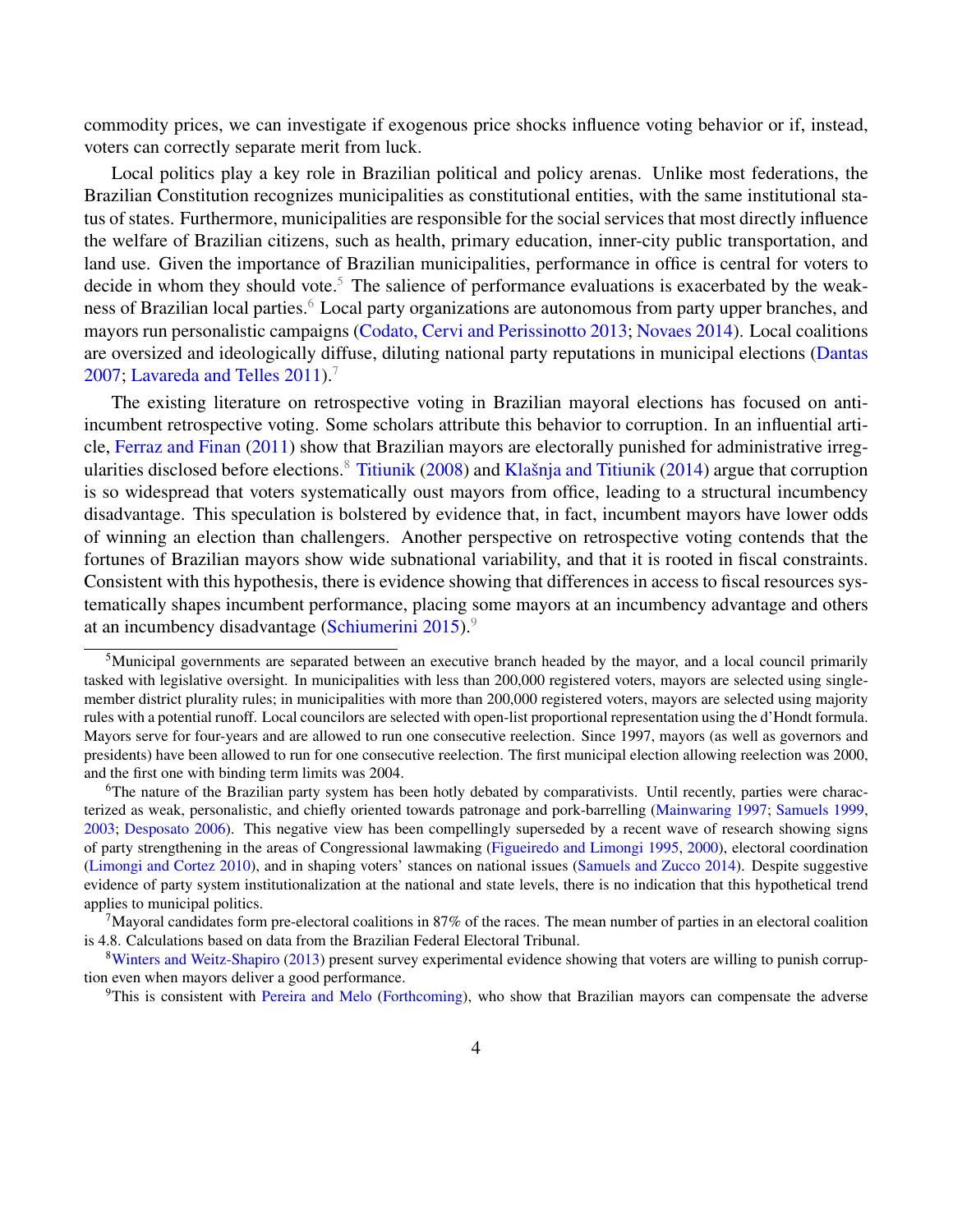commodity prices, we can investigate if exogenous price shocks influence voting behavior or if, instead, voters can correctly separate merit from luck.

Local politics play a key role in Brazilian political and policy arenas. Unlike most federations, the Brazilian Constitution recognizes municipalities as constitutional entities, with the same institutional status of states. Furthermore, municipalities are responsible for the social services that most directly influence the welfare of Brazilian citizens, such as health, primary education, inner-city public transportation, and land use. Given the importance of Brazilian municipalities, performance in office is central for voters to decide in whom they should vote.[5] The salience of performance evaluations is exacerbated by the weakness of Brazilian local parties.[6] Local party organizations are autonomous from party upper branches, and mayors run personalistic campaigns (Codato, Cervi and Perissinotto 2013; Novaes 2014). Local coalitions are oversized and ideologically diffuse, diluting national party reputations in municipal elections (Dantas 2007; Lavareda and Telles 2011).[7]

The existing literature on retrospective voting in Brazilian mayoral elections has focused on anti-incumbent retrospective voting. Some scholars attribute this behavior to corruption. In an influential article, Ferraz and Finan (2011) show that Brazilian mayors are electorally punished for administrative irregularities disclosed before elections.[8] Titiunik (2008) and Klašnja and Titiunik (2014) argue that corruption is so widespread that voters systematically oust mayors from office, leading to a structural incumbency disadvantage. This speculation is bolstered by evidence that, in fact, incumbent mayors have lower odds of winning an election than challengers. Another perspective on retrospective voting contends that the fortunes of Brazilian mayors show wide subnational variability, and that it is rooted in fiscal constraints. Consistent with this hypothesis, there is evidence showing that differences in access to fiscal resources systematically shapes incumbent performance, placing some mayors at an incumbency advantage and others at an incumbency disadvantage (Schiumerini 2015).[9]

---

[5] Municipal governments are separated between an executive branch headed by the mayor, and a local council primarily tasked with legislative oversight. In municipalities with less than 200,000 registered voters, mayors are selected using single-member district plurality rules; in municipalities with more than 200,000 registered voters, mayors are selected using majority rules with a potential runoff. Local councilors are selected with open-list proportional representation using the d'Hondt formula. Mayors serve for four-years and are allowed to run one consecutive reelection. Since 1997, mayors (as well as governors and presidents) have been allowed to run for one consecutive reelection. The first municipal election allowing reelection was 2000, and the first one with binding term limits was 2004.

[6] The nature of the Brazilian party system has been hotly debated by comparativists. Until recently, parties were characterized as weak, personalistic, and chiefly oriented towards patronage and pork-barrelling (Mainwaring 1997; Samuels 1999, 2003; Desposato 2006). This negative view has been compellingly superseded by a recent wave of research showing signs of party strengthening in the areas of Congressional lawmaking (Figueiredo and Limongi 1995, 2000), electoral coordination (Limongi and Cortez 2010), and in shaping voters' stances on national issues (Samuels and Zucco 2014). Despite suggestive evidence of party system institutionalization at the national and state levels, there is no indication that this hypothetical trend applies to municipal politics.

[7] Mayoral candidates form pre-electoral coalitions in 87% of the races. The mean number of parties in an electoral coalition is 4.8. Calculations based on data from the Brazilian Federal Electoral Tribunal.

[8] Winters and Weitz-Shapiro (2013) present survey experimental evidence showing that voters are willing to punish corruption even when mayors deliver a good performance.

[9] This is consistent with Pereira and Melo (Forthcoming), who show that Brazilian mayors can compensate the adverse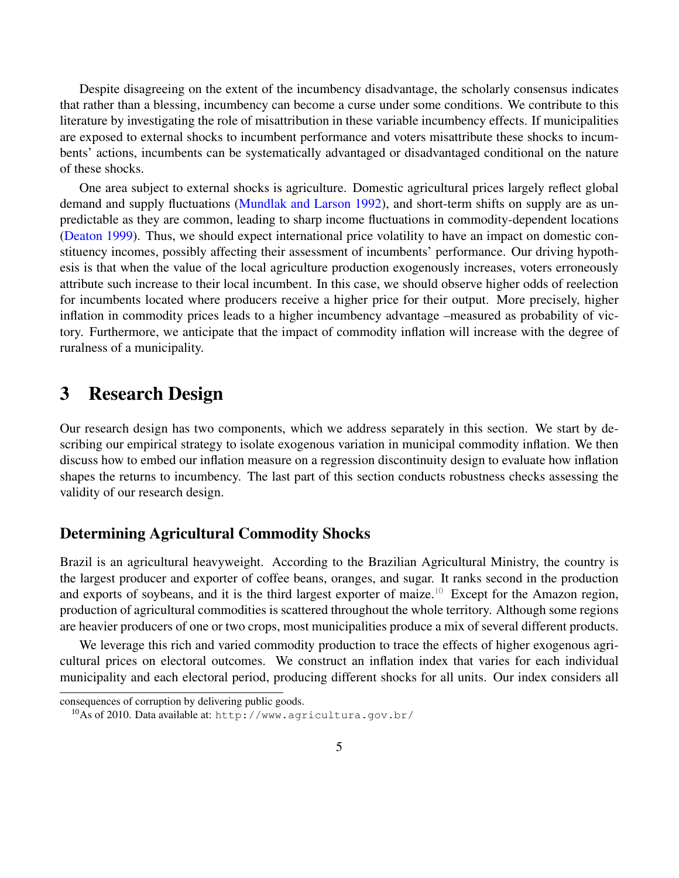Despite disagreeing on the extent of the incumbency disadvantage, the scholarly consensus indicates that rather than a blessing, incumbency can become a curse under some conditions. We contribute to this literature by investigating the role of misattribution in these variable incumbency effects. If municipalities are exposed to external shocks to incumbent performance and voters misattribute these shocks to incumbents' actions, incumbents can be systematically advantaged or disadvantaged conditional on the nature of these shocks.

One area subject to external shocks is agriculture. Domestic agricultural prices largely reflect global demand and supply fluctuations (Mundlak and Larson 1992), and short-term shifts on supply are as unpredictable as they are common, leading to sharp income fluctuations in commodity-dependent locations (Deaton 1999). Thus, we should expect international price volatility to have an impact on domestic constituency incomes, possibly affecting their assessment of incumbents' performance. Our driving hypothesis is that when the value of the local agriculture production exogenously increases, voters erroneously attribute such increase to their local incumbent. In this case, we should observe higher odds of reelection for incumbents located where producers receive a higher price for their output. More precisely, higher inflation in commodity prices leads to a higher incumbency advantage –measured as probability of victory. Furthermore, we anticipate that the impact of commodity inflation will increase with the degree of ruralness of a municipality.

# 3 Research Design

Our research design has two components, which we address separately in this section. We start by describing our empirical strategy to isolate exogenous variation in municipal commodity inflation. We then discuss how to embed our inflation measure on a regression discontinuity design to evaluate how inflation shapes the returns to incumbency. The last part of this section conducts robustness checks assessing the validity of our research design.

## Determining Agricultural Commodity Shocks

Brazil is an agricultural heavyweight. According to the Brazilian Agricultural Ministry, the country is the largest producer and exporter of coffee beans, oranges, and sugar. It ranks second in the production and exports of soybeans, and it is the third largest exporter of maize.[10] Except for the Amazon region, production of agricultural commodities is scattered throughout the whole territory. Although some regions are heavier producers of one or two crops, most municipalities produce a mix of several different products.

We leverage this rich and varied commodity production to trace the effects of higher exogenous agricultural prices on electoral outcomes. We construct an inflation index that varies for each individual municipality and each electoral period, producing different shocks for all units. Our index considers all

consequences of corruption by delivering public goods.

[10] As of 2010. Data available at: http://www.agricultura.gov.br/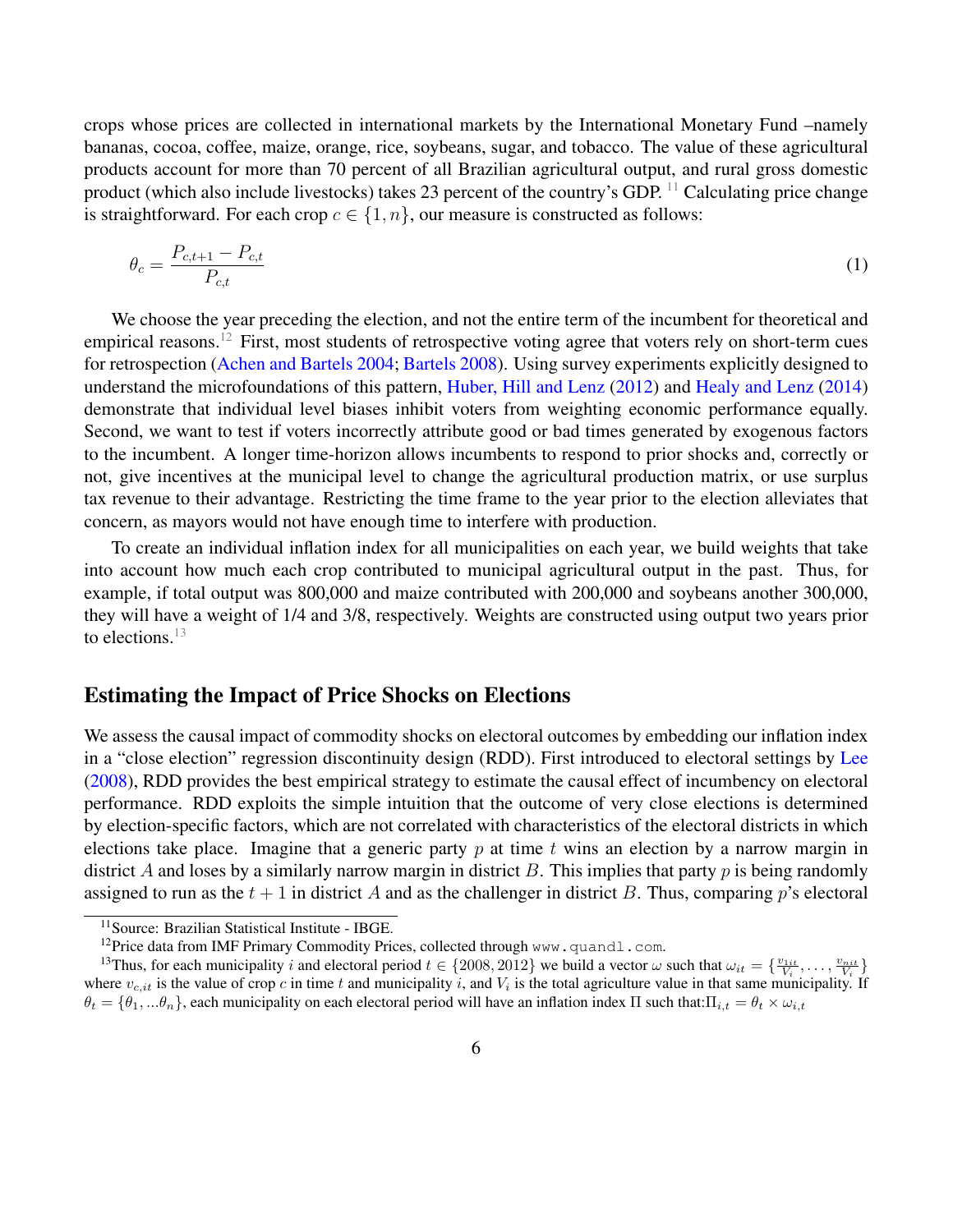crops whose prices are collected in international markets by the International Monetary Fund –namely bananas, cocoa, coffee, maize, orange, rice, soybeans, sugar, and tobacco. The value of these agricultural products account for more than 70 percent of all Brazilian agricultural output, and rural gross domestic product (which also include livestocks) takes 23 percent of the country's GDP. [11] Calculating price change is straightforward. For each crop $c \in \{1, n\}$, our measure is constructed as follows:

$$\theta_c = \frac{P_{c,t+1} - P_{c,t}}{P_{c,t}} \tag{1}$$

We choose the year preceding the election, and not the entire term of the incumbent for theoretical and empirical reasons.[12] First, most students of retrospective voting agree that voters rely on short-term cues for retrospection (Achen and Bartels 2004; Bartels 2008). Using survey experiments explicitly designed to understand the microfoundations of this pattern, Huber, Hill and Lenz (2012) and Healy and Lenz (2014) demonstrate that individual level biases inhibit voters from weighting economic performance equally. Second, we want to test if voters incorrectly attribute good or bad times generated by exogenous factors to the incumbent. A longer time-horizon allows incumbents to respond to prior shocks and, correctly or not, give incentives at the municipal level to change the agricultural production matrix, or use surplus tax revenue to their advantage. Restricting the time frame to the year prior to the election alleviates that concern, as mayors would not have enough time to interfere with production.

To create an individual inflation index for all municipalities on each year, we build weights that take into account how much each crop contributed to municipal agricultural output in the past. Thus, for example, if total output was 800,000 and maize contributed with 200,000 and soybeans another 300,000, they will have a weight of 1/4 and 3/8, respectively. Weights are constructed using output two years prior to elections.[13]

## Estimating the Impact of Price Shocks on Elections

We assess the causal impact of commodity shocks on electoral outcomes by embedding our inflation index in a "close election" regression discontinuity design (RDD). First introduced to electoral settings by Lee (2008), RDD provides the best empirical strategy to estimate the causal effect of incumbency on electoral performance. RDD exploits the simple intuition that the outcome of very close elections is determined by election-specific factors, which are not correlated with characteristics of the electoral districts in which elections take place. Imagine that a generic party $p$ at time $t$ wins an election by a narrow margin in district $A$ and loses by a similarly narrow margin in district $B$. This implies that party $p$ is being randomly assigned to run as the $t + 1$ in district $A$ and as the challenger in district $B$. Thus, comparing $p$'s electoral

---

[11] Source: Brazilian Statistical Institute - IBGE.

[12] Price data from IMF Primary Commodity Prices, collected through www.quandl.com.

[13] Thus, for each municipality $i$ and electoral period $t \in \{2008, 2012\}$ we build a vector $\omega$ such that $\omega_{it} = \{\frac{v_{1it}}{V_i}, \ldots, \frac{v_{nit}}{V_i}\}$ where $v_{c,it}$ is the value of crop $c$ in time $t$ and municipality $i$, and $V_i$ is the total agriculture value in that same municipality. If $\theta_t = \{\theta_1, \ldots \theta_n\}$, each municipality on each electoral period will have an inflation index $\Pi$ such that: $\Pi_{i,t} = \theta_t \times \omega_{i,t}$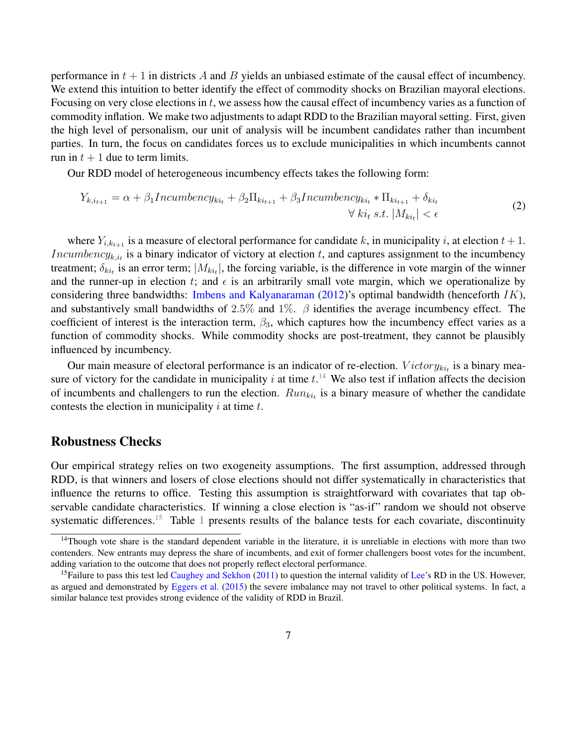performance in $t+1$ in districts $A$ and $B$ yields an unbiased estimate of the causal effect of incumbency. We extend this intuition to better identify the effect of commodity shocks on Brazilian mayoral elections. Focusing on very close elections in $t$, we assess how the causal effect of incumbency varies as a function of commodity inflation. We make two adjustments to adapt RDD to the Brazilian mayoral setting. First, given the high level of personalism, our unit of analysis will be incumbent candidates rather than incumbent parties. In turn, the focus on candidates forces us to exclude municipalities in which incumbents cannot run in $t+1$ due to term limits.

Our RDD model of heterogeneous incumbency effects takes the following form:

$$Y_{k,i_{t+1}} = \alpha + \beta_1 Incumbency_{ki_t} + \beta_2 \Pi_{ki_{t+1}} + \beta_3 Incumbency_{ki_t} * \Pi_{ki_{t+1}} + \delta_{ki_t} \quad \forall\ ki_t\ s.t.\ |M_{ki_t}| < \epsilon \tag{2}$$

where $Y_{i,k_{t+1}}$ is a measure of electoral performance for candidate $k$, in municipality $i$, at election $t+1$. $Incumbency_{k,i_t}$ is a binary indicator of victory at election $t$, and captures assignment to the incumbency treatment; $\delta_{ki_t}$ is an error term; $|M_{ki_t}|$, the forcing variable, is the difference in vote margin of the winner and the runner-up in election $t$; and $\epsilon$ is an arbitrarily small vote margin, which we operationalize by considering three bandwidths: Imbens and Kalyanaraman (2012)'s optimal bandwidth (henceforth $IK$), and substantively small bandwidths of $2.5\%$ and $1\%$. $\beta$ identifies the average incumbency effect. The coefficient of interest is the interaction term, $\beta_3$, which captures how the incumbency effect varies as a function of commodity shocks. While commodity shocks are post-treatment, they cannot be plausibly influenced by incumbency.

Our main measure of electoral performance is an indicator of re-election. $Victory_{ki_t}$ is a binary measure of victory for the candidate in municipality $i$ at time $t$.[14] We also test if inflation affects the decision of incumbents and challengers to run the election. $Run_{ki_t}$ is a binary measure of whether the candidate contests the election in municipality $i$ at time $t$.

## Robustness Checks

Our empirical strategy relies on two exogeneity assumptions. The first assumption, addressed through RDD, is that winners and losers of close elections should not differ systematically in characteristics that influence the returns to office. Testing this assumption is straightforward with covariates that tap observable candidate characteristics. If winning a close election is "as-if" random we should not observe systematic differences.[15] Table 1 presents results of the balance tests for each covariate, discontinuity

[14] Though vote share is the standard dependent variable in the literature, it is unreliable in elections with more than two contenders. New entrants may depress the share of incumbents, and exit of former challengers boost votes for the incumbent, adding variation to the outcome that does not properly reflect electoral performance.

[15] Failure to pass this test led Caughey and Sekhon (2011) to question the internal validity of Lee's RD in the US. However, as argued and demonstrated by Eggers et al. (2015) the severe imbalance may not travel to other political systems. In fact, a similar balance test provides strong evidence of the validity of RDD in Brazil.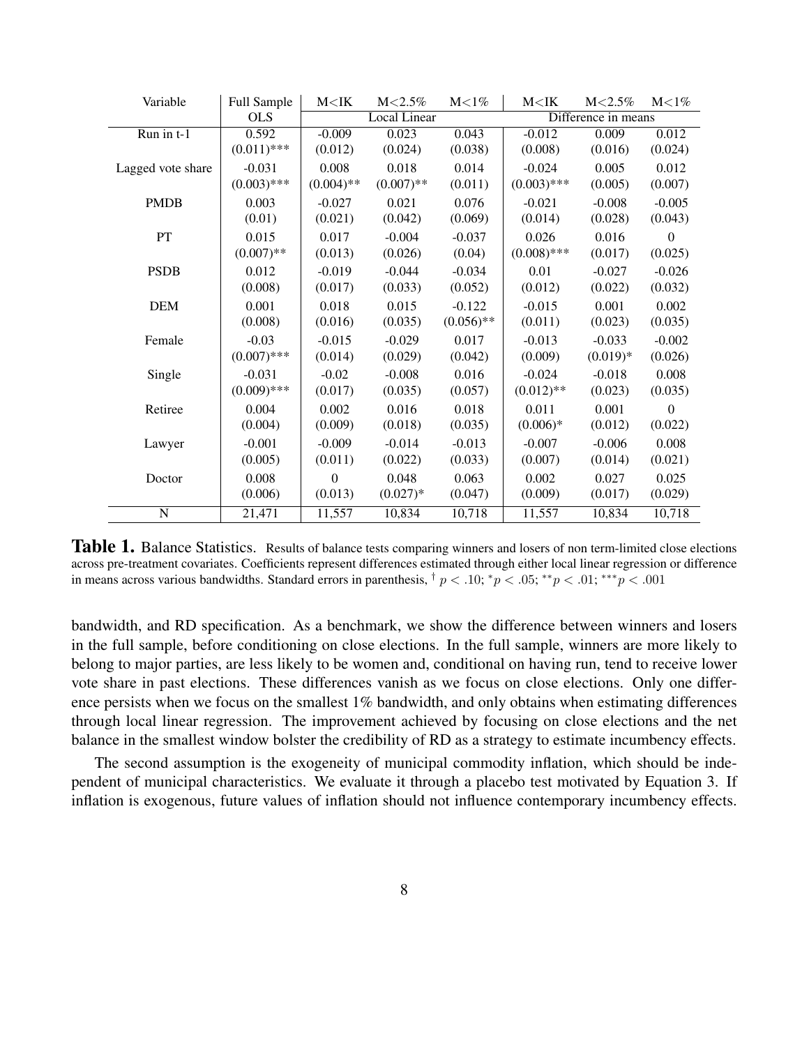| Variable | Full Sample | M<IK | M<2.5% | M<1% | M<IK | M<2.5% | M<1% |
|---|---|---|---|---|---|---|---|
| | OLS | Local Linear | | | Difference in means | | |
| Run in t-1 | 0.592 | -0.009 | 0.023 | 0.043 | -0.012 | 0.009 | 0.012 |
| | (0.011)*** | (0.012) | (0.024) | (0.038) | (0.008) | (0.016) | (0.024) |
| Lagged vote share | -0.031 | 0.008 | 0.018 | 0.014 | -0.024 | 0.005 | 0.012 |
| | (0.003)*** | (0.004)** | (0.007)** | (0.011) | (0.003)*** | (0.005) | (0.007) |
| PMDB | 0.003 | -0.027 | 0.021 | 0.076 | -0.021 | -0.008 | -0.005 |
| | (0.01) | (0.021) | (0.042) | (0.069) | (0.014) | (0.028) | (0.043) |
| PT | 0.015 | 0.017 | -0.004 | -0.037 | 0.026 | 0.016 | 0 |
| | (0.007)** | (0.013) | (0.026) | (0.04) | (0.008)*** | (0.017) | (0.025) |
| PSDB | 0.012 | -0.019 | -0.044 | -0.034 | 0.01 | -0.027 | -0.026 |
| | (0.008) | (0.017) | (0.033) | (0.052) | (0.012) | (0.022) | (0.032) |
| DEM | 0.001 | 0.018 | 0.015 | -0.122 | -0.015 | 0.001 | 0.002 |
| | (0.008) | (0.016) | (0.035) | (0.056)** | (0.011) | (0.023) | (0.035) |
| Female | -0.03 | -0.015 | -0.029 | 0.017 | -0.013 | -0.033 | -0.002 |
| | (0.007)*** | (0.014) | (0.029) | (0.042) | (0.009) | (0.019)* | (0.026) |
| Single | -0.031 | -0.02 | -0.008 | 0.016 | -0.024 | -0.018 | 0.008 |
| | (0.009)*** | (0.017) | (0.035) | (0.057) | (0.012)** | (0.023) | (0.035) |
| Retiree | 0.004 | 0.002 | 0.016 | 0.018 | 0.011 | 0.001 | 0 |
| | (0.004) | (0.009) | (0.018) | (0.035) | (0.006)* | (0.012) | (0.022) |
| Lawyer | -0.001 | -0.009 | -0.014 | -0.013 | -0.007 | -0.006 | 0.008 |
| | (0.005) | (0.011) | (0.022) | (0.033) | (0.007) | (0.014) | (0.021) |
| Doctor | 0.008 | 0 | 0.048 | 0.063 | 0.002 | 0.027 | 0.025 |
| | (0.006) | (0.013) | (0.027)* | (0.047) | (0.009) | (0.017) | (0.029) |
| N | 21,471 | 11,557 | 10,834 | 10,718 | 11,557 | 10,834 | 10,718 |

**Table 1.** Balance Statistics. Results of balance tests comparing winners and losers of non term-limited close elections across pre-treatment covariates. Coefficients represent differences estimated through either local linear regression or difference in means across various bandwidths. Standard errors in parenthesis, $^{\dagger}\ p < .10$; $^{*}p < .05$; $^{**}p < .01$; $^{***}p < .001$

bandwidth, and RD specification. As a benchmark, we show the difference between winners and losers in the full sample, before conditioning on close elections. In the full sample, winners are more likely to belong to major parties, are less likely to be women and, conditional on having run, tend to receive lower vote share in past elections. These differences vanish as we focus on close elections. Only one difference persists when we focus on the smallest 1% bandwidth, and only obtains when estimating differences through local linear regression. The improvement achieved by focusing on close elections and the net balance in the smallest window bolster the credibility of RD as a strategy to estimate incumbency effects.

The second assumption is the exogeneity of municipal commodity inflation, which should be independent of municipal characteristics. We evaluate it through a placebo test motivated by Equation 3. If inflation is exogenous, future values of inflation should not influence contemporary incumbency effects.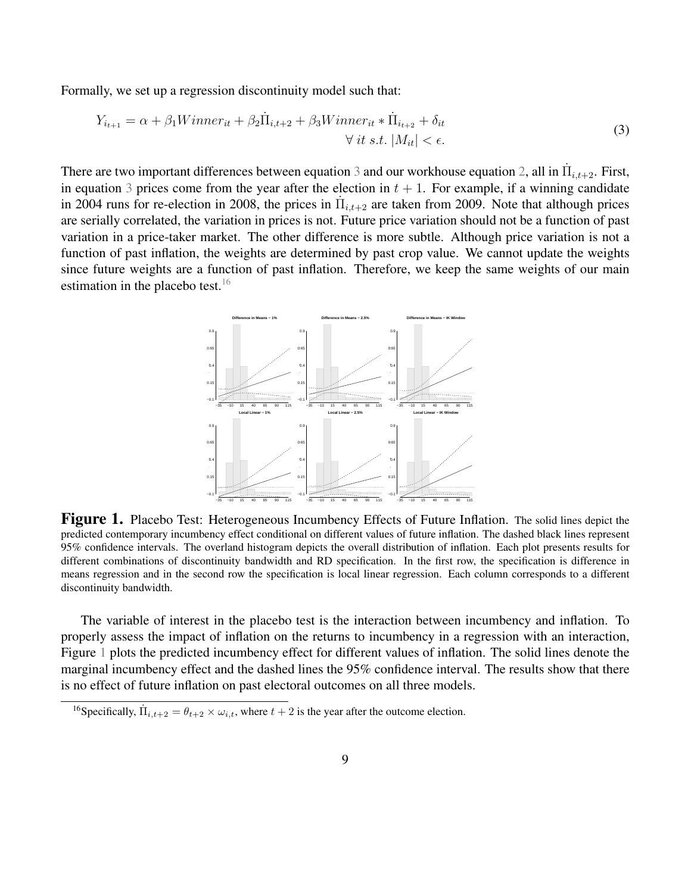Formally, we set up a regression discontinuity model such that:

$$
Y_{i_{t+1}} = \alpha + \beta_1 Winner_{it} + \beta_2 \dot{\Pi}_{i,t+2} + \beta_3 Winner_{it} * \dot{\Pi}_{i_{t+2}} + \delta_{it} \\ \forall \ it \ s.t. \ |M_{it}| < \epsilon. \tag{3}
$$

There are two important differences between equation 3 and our workhouse equation 2, all in $\dot{\Pi}_{i,t+2}$. First, in equation 3 prices come from the year after the election in $t+1$. For example, if a winning candidate in 2004 runs for re-election in 2008, the prices in $\dot{\Pi}_{i,t+2}$ are taken from 2009. Note that although prices are serially correlated, the variation in prices is not. Future price variation should not be a function of past variation in a price-taker market. The other difference is more subtle. Although price variation is not a function of past inflation, the weights are determined by past crop value. We cannot update the weights since future weights are a function of past inflation. Therefore, we keep the same weights of our main estimation in the placebo test.[16]

**Figure 1.** Placebo Test: Heterogeneous Incumbency Effects of Future Inflation. The solid lines depict the predicted contemporary incumbency effect conditional on different values of future inflation. The dashed black lines represent 95% confidence intervals. The overland histogram depicts the overall distribution of inflation. Each plot presents results for different combinations of discontinuity bandwidth and RD specification. In the first row, the specification is difference in means regression and in the second row the specification is local linear regression. Each column corresponds to a different discontinuity bandwidth.

The variable of interest in the placebo test is the interaction between incumbency and inflation. To properly assess the impact of inflation on the returns to incumbency in a regression with an interaction, Figure 1 plots the predicted incumbency effect for different values of inflation. The solid lines denote the marginal incumbency effect and the dashed lines the 95% confidence interval. The results show that there is no effect of future inflation on past electoral outcomes on all three models.

[16] Specifically, $\dot{\Pi}_{i,t+2} = \theta_{t+2} \times \omega_{i,t}$, where $t+2$ is the year after the outcome election.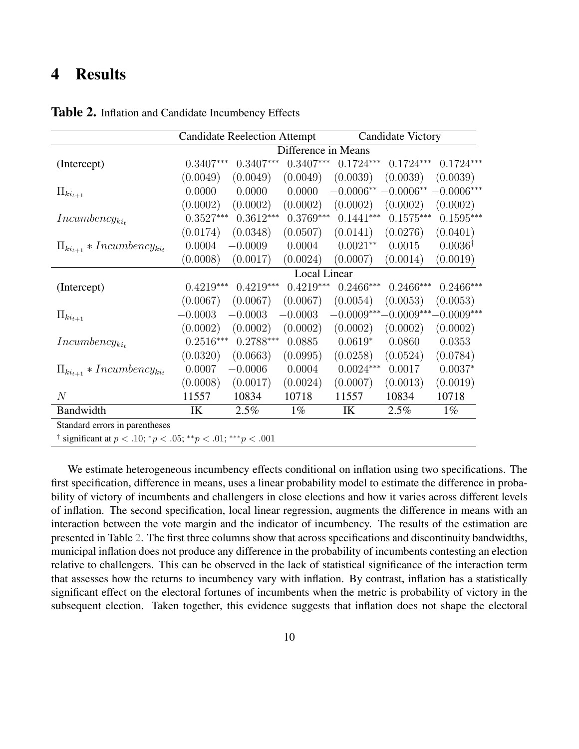# 4 Results

**Table 2.** Inflation and Candidate Incumbency Effects

| | Candidate Reelection Attempt | | | Candidate Victory | | |
|---|---|---|---|---|---|---|
| | Difference in Means | | | | | |
| (Intercept) | $0.3407^{***}$ | $0.3407^{***}$ | $0.3407^{***}$ | $0.1724^{***}$ | $0.1724^{***}$ | $0.1724^{***}$ |
| | $(0.0049)$ | $(0.0049)$ | $(0.0049)$ | $(0.0039)$ | $(0.0039)$ | $(0.0039)$ |
| $\Pi_{ki_{t+1}}$ | $0.0000$ | $0.0000$ | $0.0000$ | $-0.0006^{**}$ | $-0.0006^{**}$ | $-0.0006^{***}$ |
| | $(0.0002)$ | $(0.0002)$ | $(0.0002)$ | $(0.0002)$ | $(0.0002)$ | $(0.0002)$ |
| $Incumbency_{ki_t}$ | $0.3527^{***}$ | $0.3612^{***}$ | $0.3769^{***}$ | $0.1441^{***}$ | $0.1575^{***}$ | $0.1595^{***}$ |
| | $(0.0174)$ | $(0.0348)$ | $(0.0507)$ | $(0.0141)$ | $(0.0276)$ | $(0.0401)$ |
| $\Pi_{ki_{t+1}} * Incumbency_{ki_t}$ | $0.0004$ | $-0.0009$ | $0.0004$ | $0.0021^{**}$ | $0.0015$ | $0.0036^{\dagger}$ |
| | $(0.0008)$ | $(0.0017)$ | $(0.0024)$ | $(0.0007)$ | $(0.0014)$ | $(0.0019)$ |
| | Local Linear | | | | | |
| (Intercept) | $0.4219^{***}$ | $0.4219^{***}$ | $0.4219^{***}$ | $0.2466^{***}$ | $0.2466^{***}$ | $0.2466^{***}$ |
| | $(0.0067)$ | $(0.0067)$ | $(0.0067)$ | $(0.0054)$ | $(0.0053)$ | $(0.0053)$ |
| $\Pi_{ki_{t+1}}$ | $-0.0003$ | $-0.0003$ | $-0.0003$ | $-0.0009^{***}$ | $-0.0009^{***}$ | $-0.0009^{***}$ |
| | $(0.0002)$ | $(0.0002)$ | $(0.0002)$ | $(0.0002)$ | $(0.0002)$ | $(0.0002)$ |
| $Incumbency_{ki_t}$ | $0.2516^{***}$ | $0.2788^{***}$ | $0.0885$ | $0.0619^{*}$ | $0.0860$ | $0.0353$ |
| | $(0.0320)$ | $(0.0663)$ | $(0.0995)$ | $(0.0258)$ | $(0.0524)$ | $(0.0784)$ |
| $\Pi_{ki_{t+1}} * Incumbency_{ki_t}$ | $0.0007$ | $-0.0006$ | $0.0004$ | $0.0024^{***}$ | $0.0017$ | $0.0037^{*}$ |
| | $(0.0008)$ | $(0.0017)$ | $(0.0024)$ | $(0.0007)$ | $(0.0013)$ | $(0.0019)$ |
| $N$ | 11557 | 10834 | 10718 | 11557 | 10834 | 10718 |
| Bandwidth | IK | 2.5% | 1% | IK | 2.5% | 1% |

Standard errors in parentheses

$^{\dagger}$ significant at $p < .10$; $^{*}p < .05$; $^{**}p < .01$; $^{***}p < .001$

We estimate heterogeneous incumbency effects conditional on inflation using two specifications. The first specification, difference in means, uses a linear probability model to estimate the difference in probability of victory of incumbents and challengers in close elections and how it varies across different levels of inflation. The second specification, local linear regression, augments the difference in means with an interaction between the vote margin and the indicator of incumbency. The results of the estimation are presented in Table 2. The first three columns show that across specifications and discontinuity bandwidths, municipal inflation does not produce any difference in the probability of incumbents contesting an election relative to challengers. This can be observed in the lack of statistical significance of the interaction term that assesses how the returns to incumbency vary with inflation. By contrast, inflation has a statistically significant effect on the electoral fortunes of incumbents when the metric is probability of victory in the subsequent election. Taken together, this evidence suggests that inflation does not shape the electoral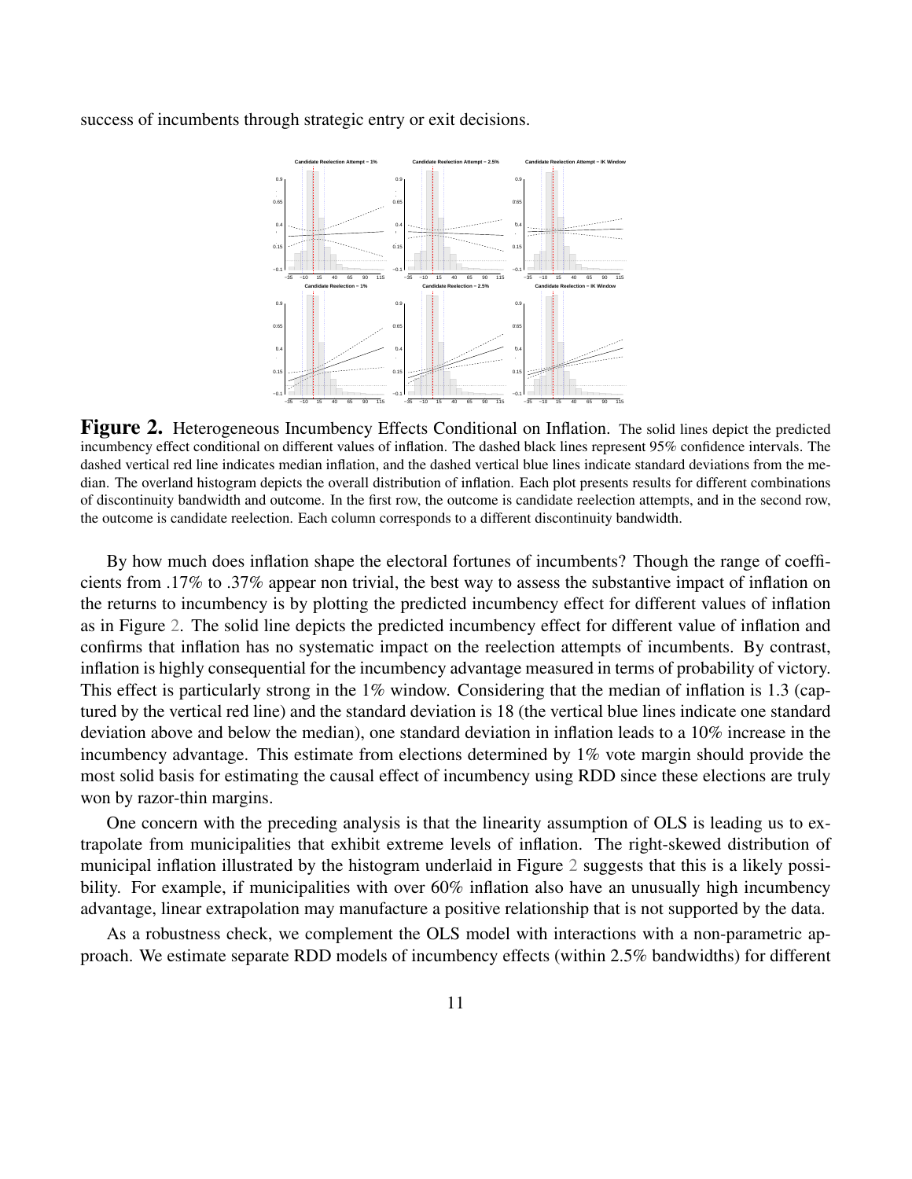success of incumbents through strategic entry or exit decisions.

**Figure 2.** Heterogeneous Incumbency Effects Conditional on Inflation. The solid lines depict the predicted incumbency effect conditional on different values of inflation. The dashed black lines represent 95% confidence intervals. The dashed vertical red line indicates median inflation, and the dashed vertical blue lines indicate standard deviations from the median. The overland histogram depicts the overall distribution of inflation. Each plot presents results for different combinations of discontinuity bandwidth and outcome. In the first row, the outcome is candidate reelection attempts, and in the second row, the outcome is candidate reelection. Each column corresponds to a different discontinuity bandwidth.

By how much does inflation shape the electoral fortunes of incumbents? Though the range of coefficients from .17% to .37% appear non trivial, the best way to assess the substantive impact of inflation on the returns to incumbency is by plotting the predicted incumbency effect for different values of inflation as in Figure 2. The solid line depicts the predicted incumbency effect for different value of inflation and confirms that inflation has no systematic impact on the reelection attempts of incumbents. By contrast, inflation is highly consequential for the incumbency advantage measured in terms of probability of victory. This effect is particularly strong in the 1% window. Considering that the median of inflation is 1.3 (captured by the vertical red line) and the standard deviation is 18 (the vertical blue lines indicate one standard deviation above and below the median), one standard deviation in inflation leads to a 10% increase in the incumbency advantage. This estimate from elections determined by 1% vote margin should provide the most solid basis for estimating the causal effect of incumbency using RDD since these elections are truly won by razor-thin margins.

One concern with the preceding analysis is that the linearity assumption of OLS is leading us to extrapolate from municipalities that exhibit extreme levels of inflation. The right-skewed distribution of municipal inflation illustrated by the histogram underlaid in Figure 2 suggests that this is a likely possibility. For example, if municipalities with over 60% inflation also have an unusually high incumbency advantage, linear extrapolation may manufacture a positive relationship that is not supported by the data.

As a robustness check, we complement the OLS model with interactions with a non-parametric approach. We estimate separate RDD models of incumbency effects (within 2.5% bandwidths) for different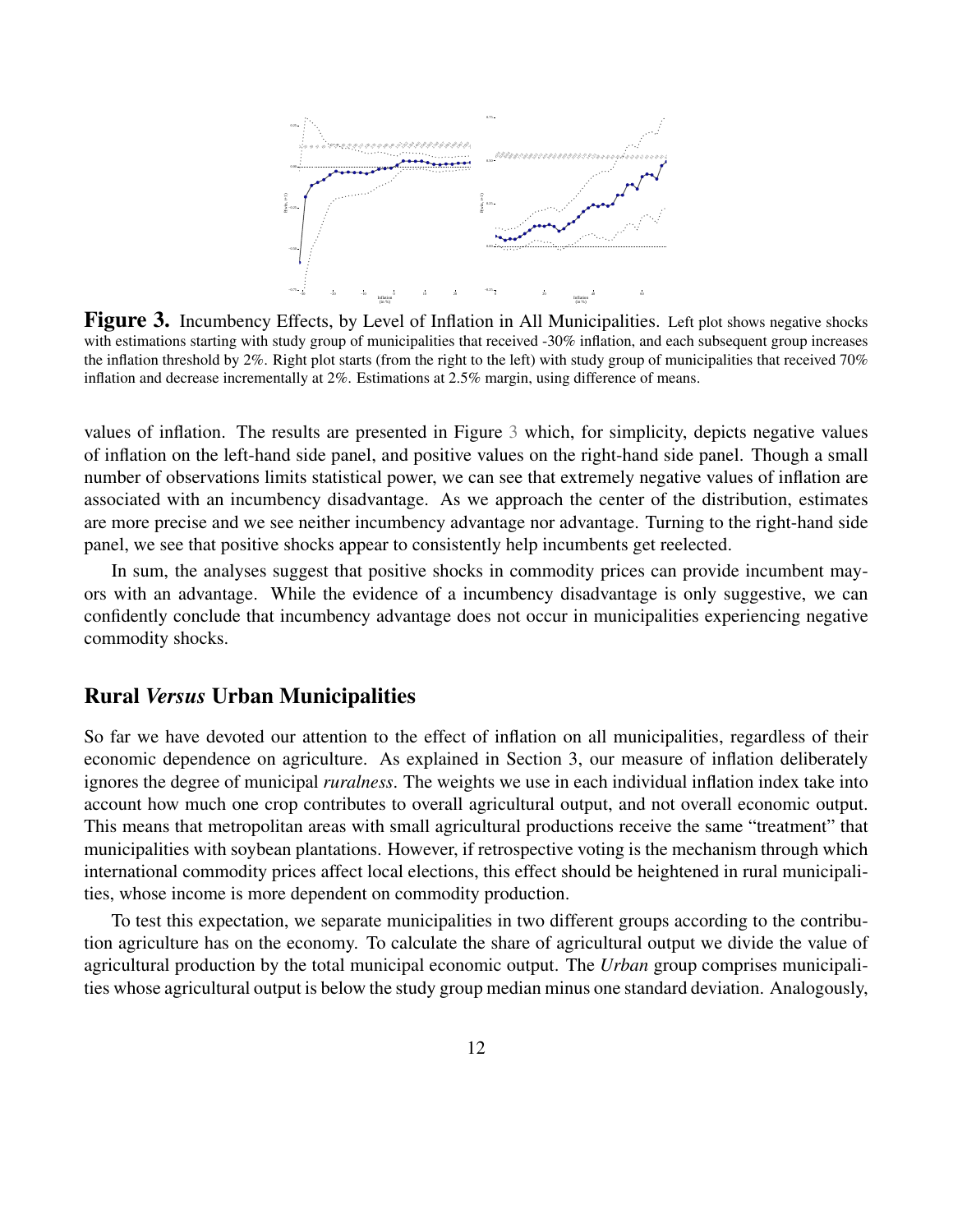**Figure 3.** Incumbency Effects, by Level of Inflation in All Municipalities. Left plot shows negative shocks with estimations starting with study group of municipalities that received -30% inflation, and each subsequent group increases the inflation threshold by 2%. Right plot starts (from the right to the left) with study group of municipalities that received 70% inflation and decrease incrementally at 2%. Estimations at 2.5% margin, using difference of means.

values of inflation. The results are presented in Figure 3 which, for simplicity, depicts negative values of inflation on the left-hand side panel, and positive values on the right-hand side panel. Though a small number of observations limits statistical power, we can see that extremely negative values of inflation are associated with an incumbency disadvantage. As we approach the center of the distribution, estimates are more precise and we see neither incumbency advantage nor advantage. Turning to the right-hand side panel, we see that positive shocks appear to consistently help incumbents get reelected.

In sum, the analyses suggest that positive shocks in commodity prices can provide incumbent mayors with an advantage. While the evidence of a incumbency disadvantage is only suggestive, we can confidently conclude that incumbency advantage does not occur in municipalities experiencing negative commodity shocks.

## Rural *Versus* Urban Municipalities

So far we have devoted our attention to the effect of inflation on all municipalities, regardless of their economic dependence on agriculture. As explained in Section 3, our measure of inflation deliberately ignores the degree of municipal *ruralness*. The weights we use in each individual inflation index take into account how much one crop contributes to overall agricultural output, and not overall economic output. This means that metropolitan areas with small agricultural productions receive the same "treatment" that municipalities with soybean plantations. However, if retrospective voting is the mechanism through which international commodity prices affect local elections, this effect should be heightened in rural municipalities, whose income is more dependent on commodity production.

To test this expectation, we separate municipalities in two different groups according to the contribution agriculture has on the economy. To calculate the share of agricultural output we divide the value of agricultural production by the total municipal economic output. The *Urban* group comprises municipalities whose agricultural output is below the study group median minus one standard deviation. Analogously,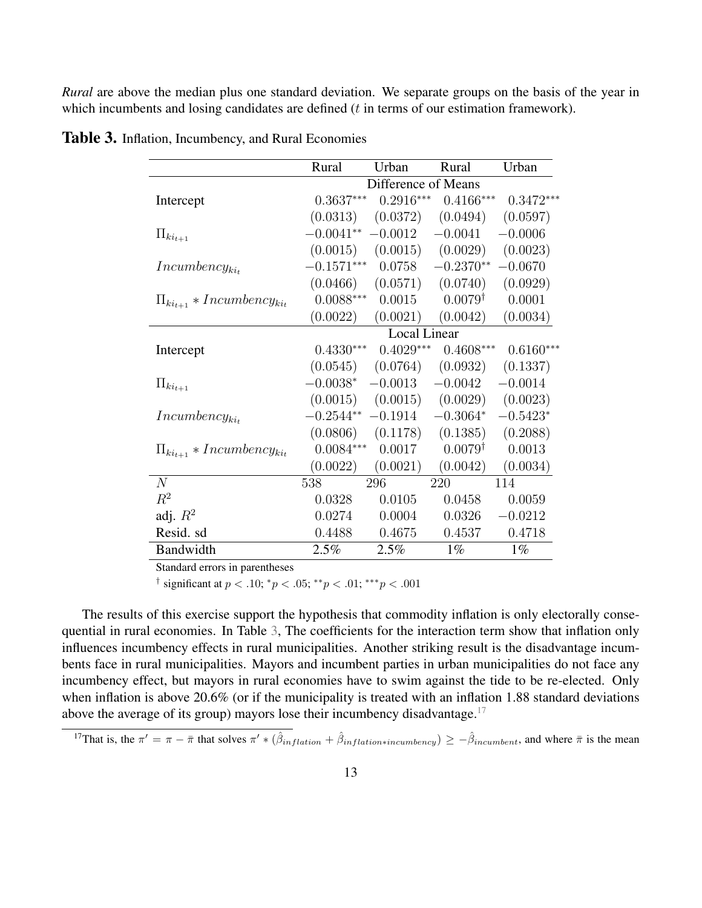*Rural* are above the median plus one standard deviation. We separate groups on the basis of the year in which incumbents and losing candidates are defined ($t$ in terms of our estimation framework).

**Table 3.** Inflation, Incumbency, and Rural Economies

| | Rural | Urban | Rural | Urban |
|---|---|---|---|---|
| | Difference of Means | | | |
| Intercept | $0.3637^{***}$ | $0.2916^{***}$ | $0.4166^{***}$ | $0.3472^{***}$ |
| | $(0.0313)$ | $(0.0372)$ | $(0.0494)$ | $(0.0597)$ |
| $\Pi_{ki_{t+1}}$ | $-0.0041^{**}$ | $-0.0012$ | $-0.0041$ | $-0.0006$ |
| | $(0.0015)$ | $(0.0015)$ | $(0.0029)$ | $(0.0023)$ |
| $Incumbency_{ki_t}$ | $-0.1571^{***}$ | $0.0758$ | $-0.2370^{**}$ | $-0.0670$ |
| | $(0.0466)$ | $(0.0571)$ | $(0.0740)$ | $(0.0929)$ |
| $\Pi_{ki_{t+1}} * Incumbency_{ki_t}$ | $0.0088^{***}$ | $0.0015$ | $0.0079^{\dagger}$ | $0.0001$ |
| | $(0.0022)$ | $(0.0021)$ | $(0.0042)$ | $(0.0034)$ |
| | Local Linear | | | |
| Intercept | $0.4330^{***}$ | $0.4029^{***}$ | $0.4608^{***}$ | $0.6160^{***}$ |
| | $(0.0545)$ | $(0.0764)$ | $(0.0932)$ | $(0.1337)$ |
| $\Pi_{ki_{t+1}}$ | $-0.0038^{*}$ | $-0.0013$ | $-0.0042$ | $-0.0014$ |
| | $(0.0015)$ | $(0.0015)$ | $(0.0029)$ | $(0.0023)$ |
| $Incumbency_{ki_t}$ | $-0.2544^{**}$ | $-0.1914$ | $-0.3064^{*}$ | $-0.5423^{*}$ |
| | $(0.0806)$ | $(0.1178)$ | $(0.1385)$ | $(0.2088)$ |
| $\Pi_{ki_{t+1}} * Incumbency_{ki_t}$ | $0.0084^{***}$ | $0.0017$ | $0.0079^{\dagger}$ | $0.0013$ |
| | $(0.0022)$ | $(0.0021)$ | $(0.0042)$ | $(0.0034)$ |
| $N$ | 538 | 296 | 220 | 114 |
| $R^2$ | 0.0328 | 0.0105 | 0.0458 | 0.0059 |
| adj. $R^2$ | 0.0274 | 0.0004 | 0.0326 | $-0.0212$ |
| Resid. sd | 0.4488 | 0.4675 | 0.4537 | 0.4718 |
| Bandwidth | 2.5% | 2.5% | 1% | 1% |

Standard errors in parentheses

$^{\dagger}$ significant at $p < .10$; $^{*}p < .05$; $^{**}p < .01$; $^{***}p < .001$

The results of this exercise support the hypothesis that commodity inflation is only electorally consequential in rural economies. In Table 3, The coefficients for the interaction term show that inflation only influences incumbency effects in rural municipalities. Another striking result is the disadvantage incumbents face in rural municipalities. Mayors and incumbent parties in urban municipalities do not face any incumbency effect, but mayors in rural economies have to swim against the tide to be re-elected. Only when inflation is above 20.6% (or if the municipality is treated with an inflation 1.88 standard deviations above the average of its group) mayors lose their incumbency disadvantage.[17]

[17] That is, the $\pi' = \pi - \bar{\pi}$ that solves $\pi' * (\hat{\beta}_{inflation} + \hat{\beta}_{inflation*incumbency}) \geq -\hat{\beta}_{incumbent}$, and where $\bar{\pi}$ is the mean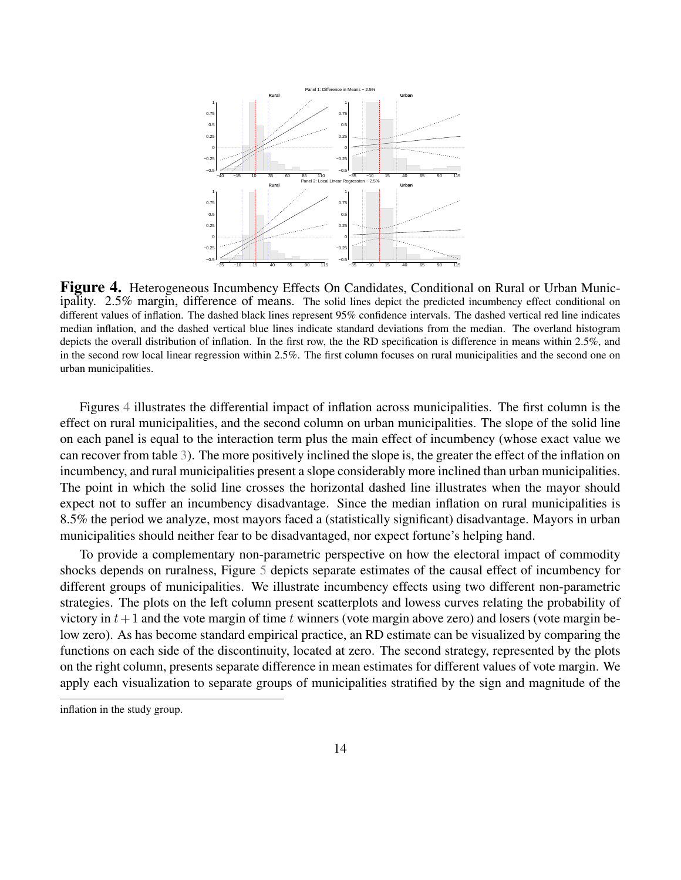**Figure 4.** Heterogeneous Incumbency Effects On Candidates, Conditional on Rural or Urban Municipality. 2.5% margin, difference of means. The solid lines depict the predicted incumbency effect conditional on different values of inflation. The dashed black lines represent 95% confidence intervals. The dashed vertical red line indicates median inflation, and the dashed vertical blue lines indicate standard deviations from the median. The overland histogram depicts the overall distribution of inflation. In the first row, the the RD specification is difference in means within 2.5%, and in the second row local linear regression within 2.5%. The first column focuses on rural municipalities and the second one on urban municipalities.

Figures 4 illustrates the differential impact of inflation across municipalities. The first column is the effect on rural municipalities, and the second column on urban municipalities. The slope of the solid line on each panel is equal to the interaction term plus the main effect of incumbency (whose exact value we can recover from table 3). The more positively inclined the slope is, the greater the effect of the inflation on incumbency, and rural municipalities present a slope considerably more inclined than urban municipalities. The point in which the solid line crosses the horizontal dashed line illustrates when the mayor should expect not to suffer an incumbency disadvantage. Since the median inflation on rural municipalities is 8.5% the period we analyze, most mayors faced a (statistically significant) disadvantage. Mayors in urban municipalities should neither fear to be disadvantaged, nor expect fortune's helping hand.

To provide a complementary non-parametric perspective on how the electoral impact of commodity shocks depends on ruralness, Figure 5 depicts separate estimates of the causal effect of incumbency for different groups of municipalities. We illustrate incumbency effects using two different non-parametric strategies. The plots on the left column present scatterplots and lowess curves relating the probability of victory in $t+1$ and the vote margin of time $t$ winners (vote margin above zero) and losers (vote margin below zero). As has become standard empirical practice, an RD estimate can be visualized by comparing the functions on each side of the discontinuity, located at zero. The second strategy, represented by the plots on the right column, presents separate difference in mean estimates for different values of vote margin. We apply each visualization to separate groups of municipalities stratified by the sign and magnitude of the

inflation in the study group.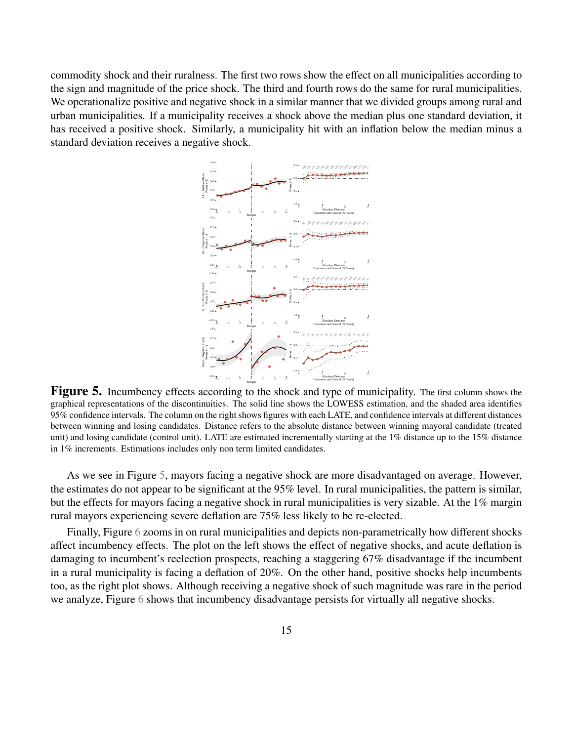commodity shock and their ruralness. The first two rows show the effect on all municipalities according to the sign and magnitude of the price shock. The third and fourth rows do the same for rural municipalities. We operationalize positive and negative shock in a similar manner that we divided groups among rural and urban municipalities. If a municipality receives a shock above the median plus one standard deviation, it has received a positive shock. Similarly, a municipality hit with an inflation below the median minus a standard deviation receives a negative shock.

**Figure 5.** Incumbency effects according to the shock and type of municipality. The first column shows the graphical representations of the discontinuities. The solid line shows the LOWESS estimation, and the shaded area identifies 95% confidence intervals. The column on the right shows figures with each LATE, and confidence intervals at different distances between winning and losing candidates. Distance refers to the absolute distance between winning mayoral candidate (treated unit) and losing candidate (control unit). LATE are estimated incrementally starting at the 1% distance up to the 15% distance in 1% increments. Estimations includes only non term limited candidates.

As we see in Figure 5, mayors facing a negative shock are more disadvantaged on average. However, the estimates do not appear to be significant at the 95% level. In rural municipalities, the pattern is similar, but the effects for mayors facing a negative shock in rural municipalities is very sizable. At the 1% margin rural mayors experiencing severe deflation are 75% less likely to be re-elected.

Finally, Figure 6 zooms in on rural municipalities and depicts non-parametrically how different shocks affect incumbency effects. The plot on the left shows the effect of negative shocks, and acute deflation is damaging to incumbent's reelection prospects, reaching a staggering 67% disadvantage if the incumbent in a rural municipality is facing a deflation of 20%. On the other hand, positive shocks help incumbents too, as the right plot shows. Although receiving a negative shock of such magnitude was rare in the period we analyze, Figure 6 shows that incumbency disadvantage persists for virtually all negative shocks.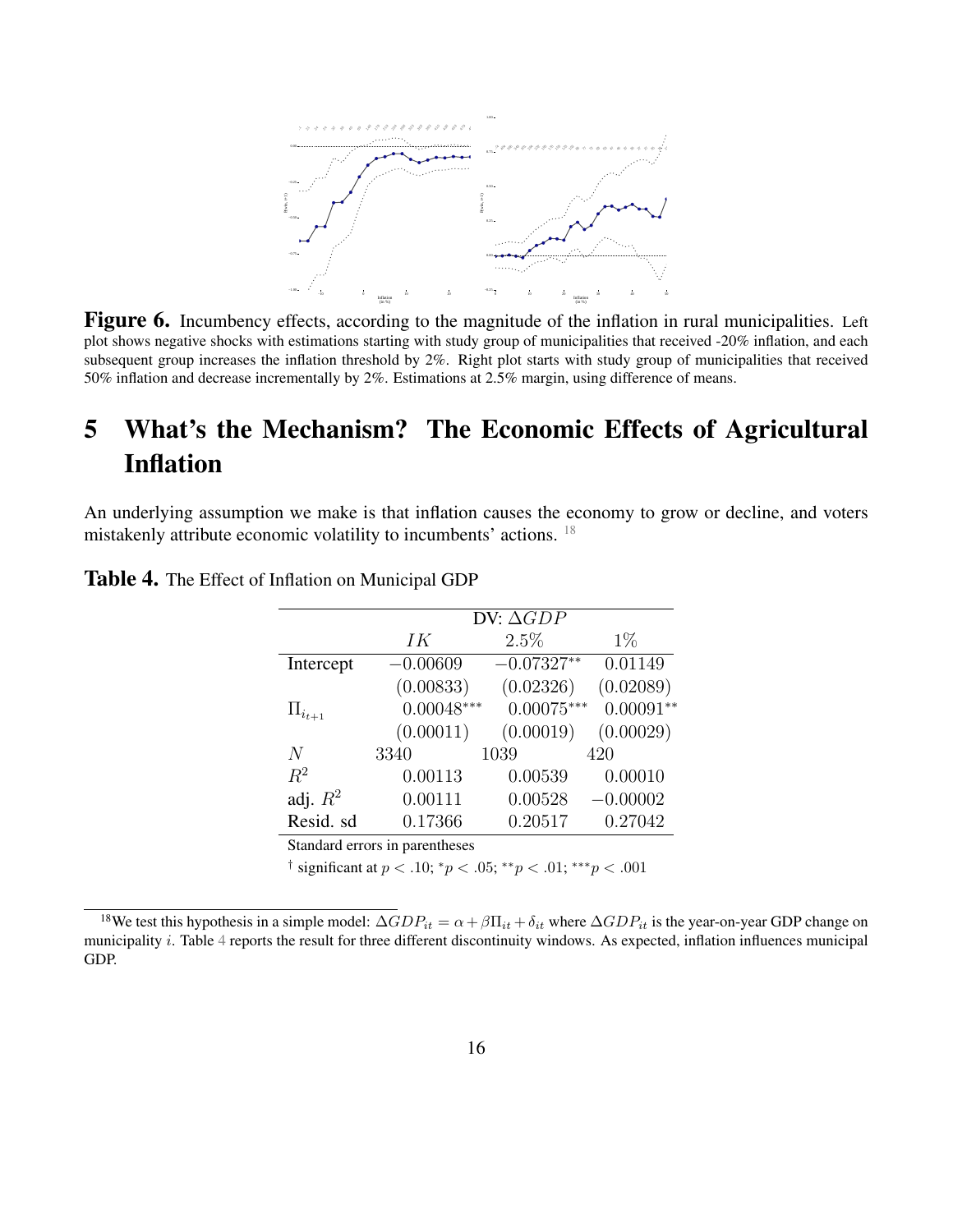**Figure 6.** Incumbency effects, according to the magnitude of the inflation in rural municipalities. Left plot shows negative shocks with estimations starting with study group of municipalities that received -20% inflation, and each subsequent group increases the inflation threshold by 2%. Right plot starts with study group of municipalities that received 50% inflation and decrease incrementally by 2%. Estimations at 2.5% margin, using difference of means.

# 5 What's the Mechanism? The Economic Effects of Agricultural Inflation

An underlying assumption we make is that inflation causes the economy to grow or decline, and voters mistakenly attribute economic volatility to incumbents' actions. [18]

**Table 4.** The Effect of Inflation on Municipal GDP

| | DV: $\Delta GDP$ | | |
|---|---|---|---|
| | $IK$ | $2.5\%$ | $1\%$ |
| Intercept | $-0.00609$ | $-0.07327^{**}$ | $0.01149$ |
| | $(0.00833)$ | $(0.02326)$ | $(0.02089)$ |
| $\Pi_{i_{t+1}}$ | $0.00048^{***}$ | $0.00075^{***}$ | $0.00091^{**}$ |
| | $(0.00011)$ | $(0.00019)$ | $(0.00029)$ |
| $N$ | 3340 | 1039 | 420 |
| $R^2$ | 0.00113 | 0.00539 | 0.00010 |
| adj. $R^2$ | 0.00111 | 0.00528 | −0.00002 |
| Resid. sd | 0.17366 | 0.20517 | 0.27042 |

Standard errors in parentheses

$^{\dagger}$ significant at $p < .10$; $^{*}p < .05$; $^{**}p < .01$; $^{***}p < .001$

[18] We test this hypothesis in a simple model: $\Delta GDP_{it} = \alpha + \beta \Pi_{it} + \delta_{it}$ where $\Delta GDP_{it}$ is the year-on-year GDP change on municipality $i$. Table 4 reports the result for three different discontinuity windows. As expected, inflation influences municipal GDP.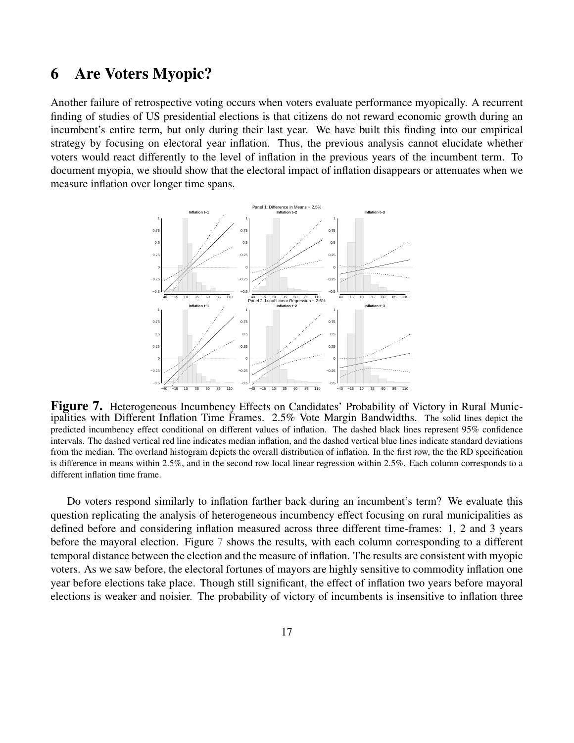# 6 Are Voters Myopic?

Another failure of retrospective voting occurs when voters evaluate performance myopically. A recurrent finding of studies of US presidential elections is that citizens do not reward economic growth during an incumbent's entire term, but only during their last year. We have built this finding into our empirical strategy by focusing on electoral year inflation. Thus, the previous analysis cannot elucidate whether voters would react differently to the level of inflation in the previous years of the incumbent term. To document myopia, we should show that the electoral impact of inflation disappears or attenuates when we measure inflation over longer time spans.

**Figure 7.** Heterogeneous Incumbency Effects on Candidates' Probability of Victory in Rural Municipalities with Different Inflation Time Frames. 2.5% Vote Margin Bandwidths. The solid lines depict the predicted incumbency effect conditional on different values of inflation. The dashed black lines represent 95% confidence intervals. The dashed vertical red line indicates median inflation, and the dashed vertical blue lines indicate standard deviations from the median. The overland histogram depicts the overall distribution of inflation. In the first row, the the RD specification is difference in means within 2.5%, and in the second row local linear regression within 2.5%. Each column corresponds to a different inflation time frame.

Do voters respond similarly to inflation farther back during an incumbent's term? We evaluate this question replicating the analysis of heterogeneous incumbency effect focusing on rural municipalities as defined before and considering inflation measured across three different time-frames: 1, 2 and 3 years before the mayoral election. Figure 7 shows the results, with each column corresponding to a different temporal distance between the election and the measure of inflation. The results are consistent with myopic voters. As we saw before, the electoral fortunes of mayors are highly sensitive to commodity inflation one year before elections take place. Though still significant, the effect of inflation two years before mayoral elections is weaker and noisier. The probability of victory of incumbents is insensitive to inflation three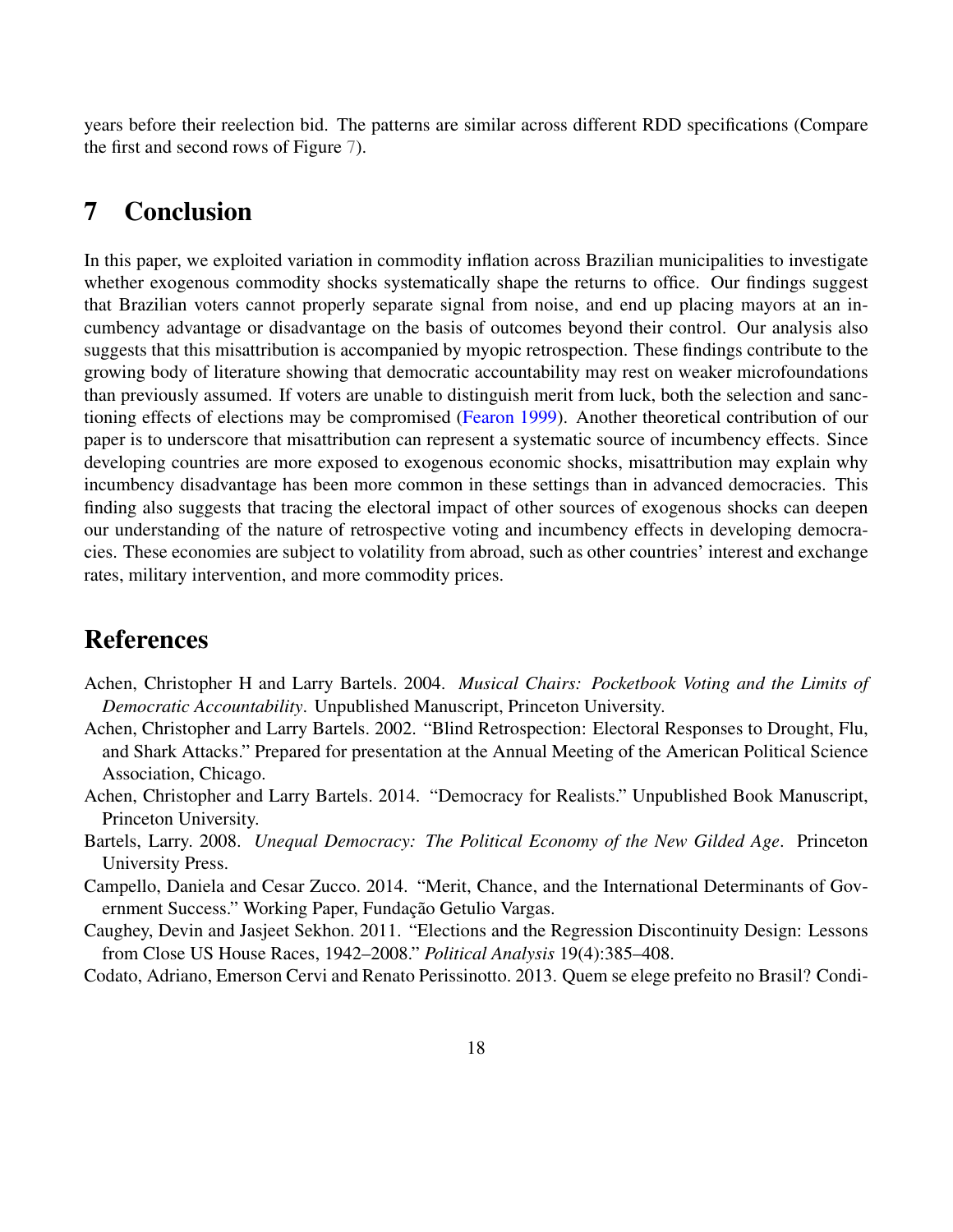years before their reelection bid. The patterns are similar across different RDD specifications (Compare the first and second rows of Figure 7).

## 7 Conclusion

In this paper, we exploited variation in commodity inflation across Brazilian municipalities to investigate whether exogenous commodity shocks systematically shape the returns to office. Our findings suggest that Brazilian voters cannot properly separate signal from noise, and end up placing mayors at an incumbency advantage or disadvantage on the basis of outcomes beyond their control. Our analysis also suggests that this misattribution is accompanied by myopic retrospection. These findings contribute to the growing body of literature showing that democratic accountability may rest on weaker microfoundations than previously assumed. If voters are unable to distinguish merit from luck, both the selection and sanctioning effects of elections may be compromised (Fearon 1999). Another theoretical contribution of our paper is to underscore that misattribution can represent a systematic source of incumbency effects. Since developing countries are more exposed to exogenous economic shocks, misattribution may explain why incumbency disadvantage has been more common in these settings than in advanced democracies. This finding also suggests that tracing the electoral impact of other sources of exogenous shocks can deepen our understanding of the nature of retrospective voting and incumbency effects in developing democracies. These economies are subject to volatility from abroad, such as other countries' interest and exchange rates, military intervention, and more commodity prices.

## References

Achen, Christopher H and Larry Bartels. 2004. *Musical Chairs: Pocketbook Voting and the Limits of Democratic Accountability*. Unpublished Manuscript, Princeton University.

Achen, Christopher and Larry Bartels. 2002. "Blind Retrospection: Electoral Responses to Drought, Flu, and Shark Attacks." Prepared for presentation at the Annual Meeting of the American Political Science Association, Chicago.

Achen, Christopher and Larry Bartels. 2014. "Democracy for Realists." Unpublished Book Manuscript, Princeton University.

Bartels, Larry. 2008. *Unequal Democracy: The Political Economy of the New Gilded Age*. Princeton University Press.

Campello, Daniela and Cesar Zucco. 2014. "Merit, Chance, and the International Determinants of Government Success." Working Paper, Fundação Getulio Vargas.

Caughey, Devin and Jasjeet Sekhon. 2011. "Elections and the Regression Discontinuity Design: Lessons from Close US House Races, 1942–2008." *Political Analysis* 19(4):385–408.

Codato, Adriano, Emerson Cervi and Renato Perissinotto. 2013. Quem se elege prefeito no Brasil? Condi-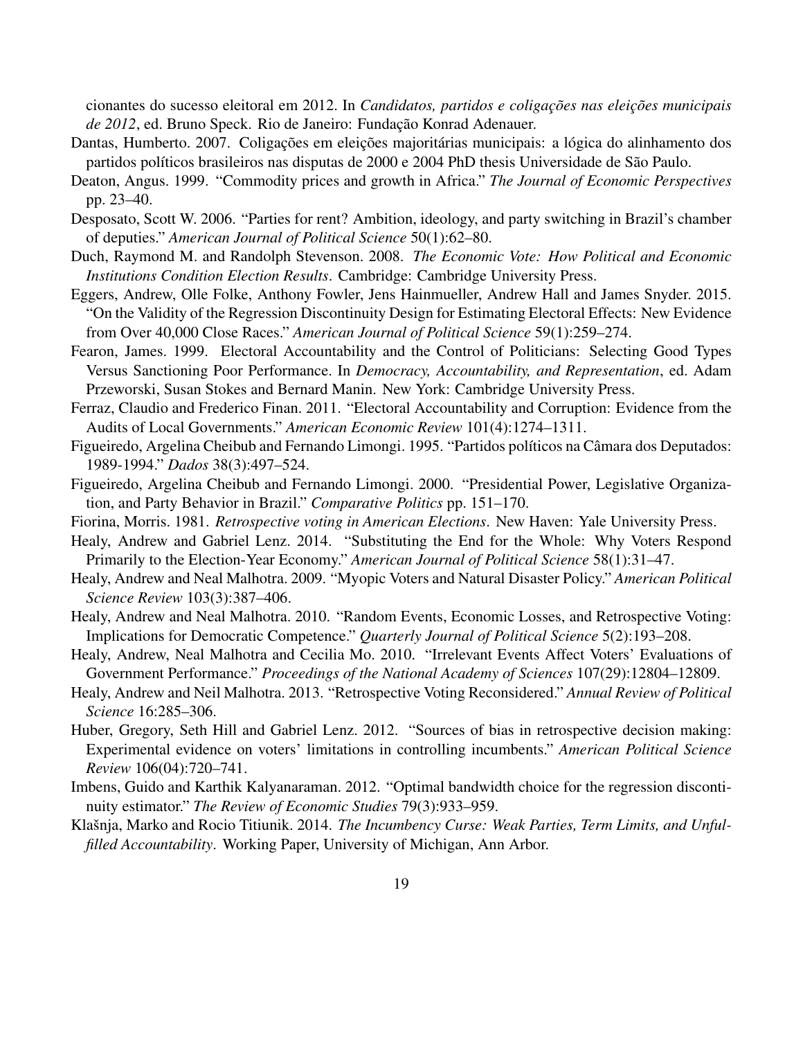cionantes do sucesso eleitoral em 2012. In *Candidatos, partidos e coligações nas eleições municipais de 2012*, ed. Bruno Speck. Rio de Janeiro: Fundação Konrad Adenauer.

Dantas, Humberto. 2007. Coligações em eleições majoritárias municipais: a lógica do alinhamento dos partidos políticos brasileiros nas disputas de 2000 e 2004 PhD thesis Universidade de São Paulo.

Deaton, Angus. 1999. "Commodity prices and growth in Africa." *The Journal of Economic Perspectives* pp. 23–40.

Desposato, Scott W. 2006. "Parties for rent? Ambition, ideology, and party switching in Brazil's chamber of deputies." *American Journal of Political Science* 50(1):62–80.

Duch, Raymond M. and Randolph Stevenson. 2008. *The Economic Vote: How Political and Economic Institutions Condition Election Results*. Cambridge: Cambridge University Press.

Eggers, Andrew, Olle Folke, Anthony Fowler, Jens Hainmueller, Andrew Hall and James Snyder. 2015. "On the Validity of the Regression Discontinuity Design for Estimating Electoral Effects: New Evidence from Over 40,000 Close Races." *American Journal of Political Science* 59(1):259–274.

Fearon, James. 1999. Electoral Accountability and the Control of Politicians: Selecting Good Types Versus Sanctioning Poor Performance. In *Democracy, Accountability, and Representation*, ed. Adam Przeworski, Susan Stokes and Bernard Manin. New York: Cambridge University Press.

Ferraz, Claudio and Frederico Finan. 2011. "Electoral Accountability and Corruption: Evidence from the Audits of Local Governments." *American Economic Review* 101(4):1274–1311.

Figueiredo, Argelina Cheibub and Fernando Limongi. 1995. "Partidos políticos na Câmara dos Deputados: 1989-1994." *Dados* 38(3):497–524.

Figueiredo, Argelina Cheibub and Fernando Limongi. 2000. "Presidential Power, Legislative Organization, and Party Behavior in Brazil." *Comparative Politics* pp. 151–170.

Fiorina, Morris. 1981. *Retrospective voting in American Elections*. New Haven: Yale University Press.

Healy, Andrew and Gabriel Lenz. 2014. "Substituting the End for the Whole: Why Voters Respond Primarily to the Election-Year Economy." *American Journal of Political Science* 58(1):31–47.

Healy, Andrew and Neal Malhotra. 2009. "Myopic Voters and Natural Disaster Policy." *American Political Science Review* 103(3):387–406.

Healy, Andrew and Neal Malhotra. 2010. "Random Events, Economic Losses, and Retrospective Voting: Implications for Democratic Competence." *Quarterly Journal of Political Science* 5(2):193–208.

Healy, Andrew, Neal Malhotra and Cecilia Mo. 2010. "Irrelevant Events Affect Voters' Evaluations of Government Performance." *Proceedings of the National Academy of Sciences* 107(29):12804–12809.

Healy, Andrew and Neil Malhotra. 2013. "Retrospective Voting Reconsidered." *Annual Review of Political Science* 16:285–306.

Huber, Gregory, Seth Hill and Gabriel Lenz. 2012. "Sources of bias in retrospective decision making: Experimental evidence on voters' limitations in controlling incumbents." *American Political Science Review* 106(04):720–741.

Imbens, Guido and Karthik Kalyanaraman. 2012. "Optimal bandwidth choice for the regression discontinuity estimator." *The Review of Economic Studies* 79(3):933–959.

Klašnja, Marko and Rocio Titiunik. 2014. *The Incumbency Curse: Weak Parties, Term Limits, and Unfulfilled Accountability*. Working Paper, University of Michigan, Ann Arbor.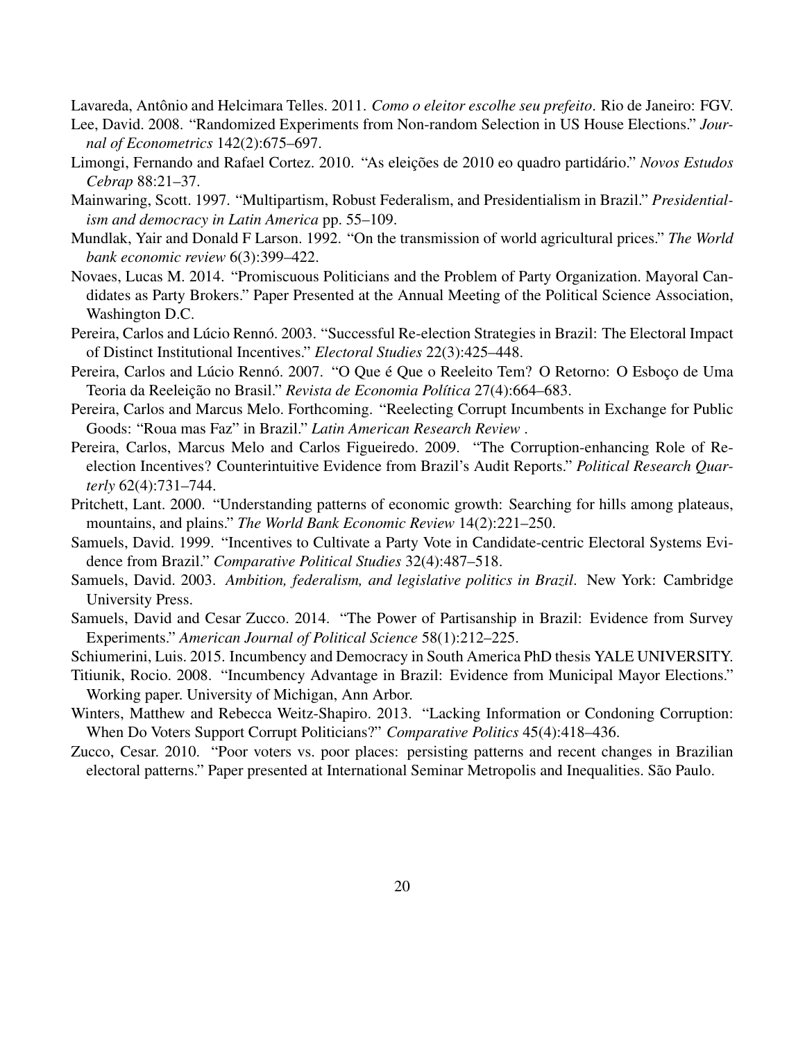Lavareda, Antônio and Helcimara Telles. 2011. *Como o eleitor escolhe seu prefeito*. Rio de Janeiro: FGV.

Lee, David. 2008. "Randomized Experiments from Non-random Selection in US House Elections." *Journal of Econometrics* 142(2):675–697.

Limongi, Fernando and Rafael Cortez. 2010. "As eleições de 2010 eo quadro partidário." *Novos Estudos Cebrap* 88:21–37.

Mainwaring, Scott. 1997. "Multipartism, Robust Federalism, and Presidentialism in Brazil." *Presidentialism and democracy in Latin America* pp. 55–109.

Mundlak, Yair and Donald F Larson. 1992. "On the transmission of world agricultural prices." *The World bank economic review* 6(3):399–422.

Novaes, Lucas M. 2014. "Promiscuous Politicians and the Problem of Party Organization. Mayoral Candidates as Party Brokers." Paper Presented at the Annual Meeting of the Political Science Association, Washington D.C.

Pereira, Carlos and Lúcio Rennó. 2003. "Successful Re-election Strategies in Brazil: The Electoral Impact of Distinct Institutional Incentives." *Electoral Studies* 22(3):425–448.

Pereira, Carlos and Lúcio Rennó. 2007. "O Que é Que o Reeleito Tem? O Retorno: O Esboço de Uma Teoria da Reeleição no Brasil." *Revista de Economia Política* 27(4):664–683.

Pereira, Carlos and Marcus Melo. Forthcoming. "Reelecting Corrupt Incumbents in Exchange for Public Goods: "Roua mas Faz" in Brazil." *Latin American Research Review* .

Pereira, Carlos, Marcus Melo and Carlos Figueiredo. 2009. "The Corruption-enhancing Role of Re-election Incentives? Counterintuitive Evidence from Brazil's Audit Reports." *Political Research Quarterly* 62(4):731–744.

Pritchett, Lant. 2000. "Understanding patterns of economic growth: Searching for hills among plateaus, mountains, and plains." *The World Bank Economic Review* 14(2):221–250.

Samuels, David. 1999. "Incentives to Cultivate a Party Vote in Candidate-centric Electoral Systems Evidence from Brazil." *Comparative Political Studies* 32(4):487–518.

Samuels, David. 2003. *Ambition, federalism, and legislative politics in Brazil*. New York: Cambridge University Press.

Samuels, David and Cesar Zucco. 2014. "The Power of Partisanship in Brazil: Evidence from Survey Experiments." *American Journal of Political Science* 58(1):212–225.

Schiumerini, Luis. 2015. Incumbency and Democracy in South America PhD thesis YALE UNIVERSITY.

Titiunik, Rocio. 2008. "Incumbency Advantage in Brazil: Evidence from Municipal Mayor Elections." Working paper. University of Michigan, Ann Arbor.

Winters, Matthew and Rebecca Weitz-Shapiro. 2013. "Lacking Information or Condoning Corruption: When Do Voters Support Corrupt Politicians?" *Comparative Politics* 45(4):418–436.

Zucco, Cesar. 2010. "Poor voters vs. poor places: persisting patterns and recent changes in Brazilian electoral patterns." Paper presented at International Seminar Metropolis and Inequalities. São Paulo.